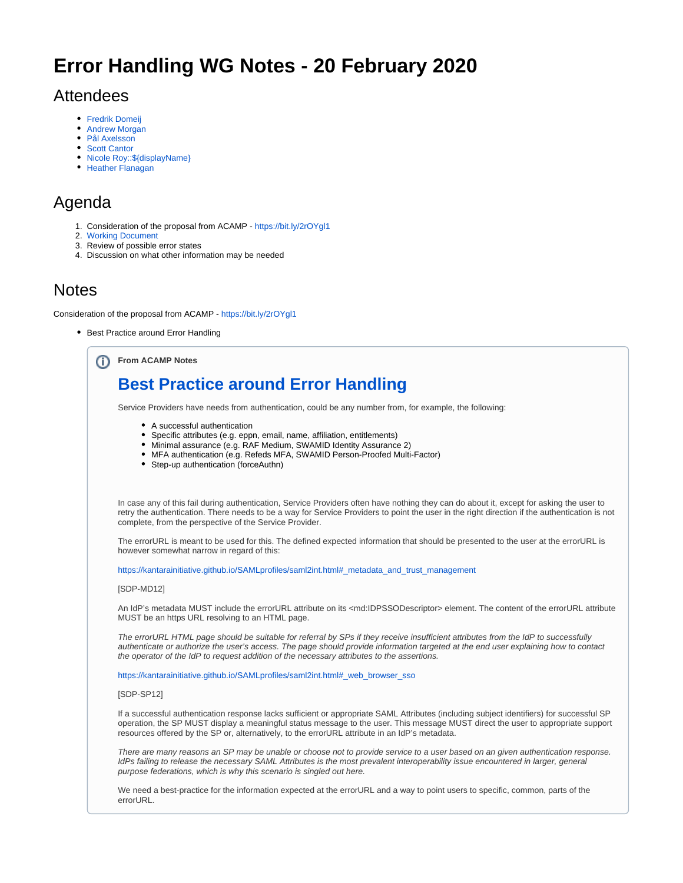# Error Handling WG Notes - 20 February 2020

## Attendees

- Fredrik Domeij
- Andrew Morgan
- Pål Axelsson
- Scott Cantor
- Nicole Roy::${displayName}
- Heather Flanagan

## Agenda

1. Consideration of the proposal from ACAMP - https://bit.ly/2rOYgl1
2. Working Document
3. Review of possible error states
4. Discussion on what other information may be needed

## Notes

Consideration of the proposal from ACAMP - https://bit.ly/2rOYgl1

- Best Practice around Error Handling

> **From ACAMP Notes**
>
> ## Best Practice around Error Handling
>
> Service Providers have needs from authentication, could be any number from, for example, the following:
>
> - A successful authentication
> - Specific attributes (e.g. eppn, email, name, affiliation, entitlements)
> - Minimal assurance (e.g. RAF Medium, SWAMID Identity Assurance 2)
> - MFA authentication (e.g. Refeds MFA, SWAMID Person-Proofed Multi-Factor)
> - Step-up authentication (forceAuthn)
>
> In case any of this fail during authentication, Service Providers often have nothing they can do about it, except for asking the user to retry the authentication. There needs to be a way for Service Providers to point the user in the right direction if the authentication is not complete, from the perspective of the Service Provider.
>
> The errorURL is meant to be used for this. The defined expected information that should be presented to the user at the errorURL is however somewhat narrow in regard of this:
>
> https://kantarainitiative.github.io/SAMLprofiles/saml2int.html#_metadata_and_trust_management
>
> [SDP-MD12]
>
> An IdP's metadata MUST include the errorURL attribute on its <md:IDPSSODescriptor> element. The content of the errorURL attribute MUST be an https URL resolving to an HTML page.
>
> *The errorURL HTML page should be suitable for referral by SPs if they receive insufficient attributes from the IdP to successfully authenticate or authorize the user's access. The page should provide information targeted at the end user explaining how to contact the operator of the IdP to request addition of the necessary attributes to the assertions.*
>
> https://kantarainitiative.github.io/SAMLprofiles/saml2int.html#_web_browser_sso
>
> [SDP-SP12]
>
> If a successful authentication response lacks sufficient or appropriate SAML Attributes (including subject identifiers) for successful SP operation, the SP MUST display a meaningful status message to the user. This message MUST direct the user to appropriate support resources offered by the SP or, alternatively, to the errorURL attribute in an IdP's metadata.
>
> *There are many reasons an SP may be unable or choose not to provide service to a user based on an given authentication response. IdPs failing to release the necessary SAML Attributes is the most prevalent interoperability issue encountered in larger, general purpose federations, which is why this scenario is singled out here.*
>
> We need a best-practice for the information expected at the errorURL and a way to point users to specific, common, parts of the errorURL.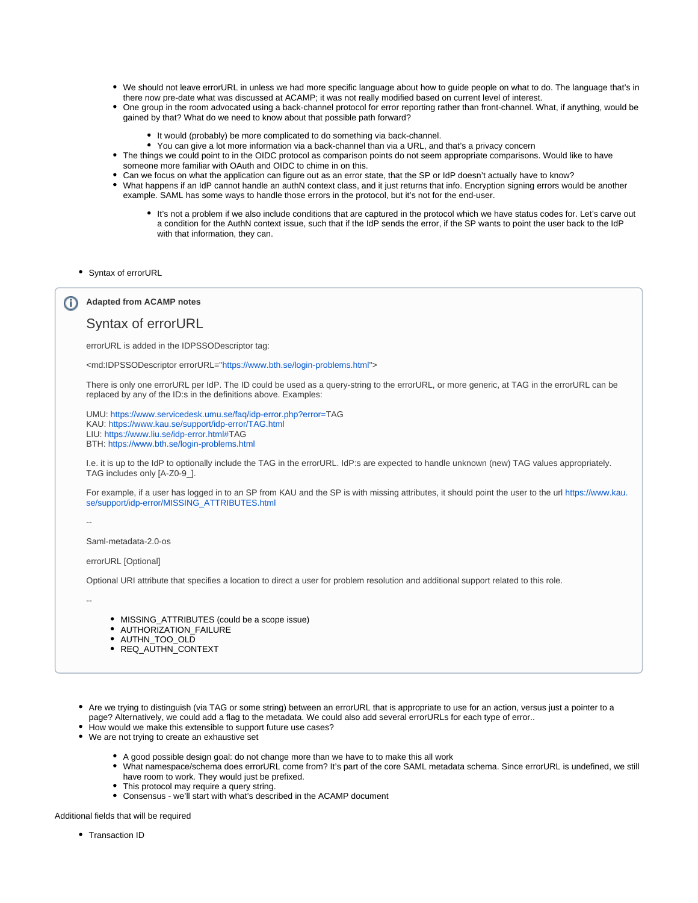- We should not leave errorURL in unless we had more specific language about how to guide people on what to do. The language that's in there now pre-date what was discussed at ACAMP; it was not really modified based on current level of interest.
- One group in the room advocated using a back-channel protocol for error reporting rather than front-channel. What, if anything, would be gained by that? What do we need to know about that possible path forward?
    - It would (probably) be more complicated to do something via back-channel.
    - You can give a lot more information via a back-channel than via a URL, and that's a privacy concern
- The things we could point to in the OIDC protocol as comparison points do not seem appropriate comparisons. Would like to have someone more familiar with OAuth and OIDC to chime in on this.
- Can we focus on what the application can figure out as an error state, that the SP or IdP doesn't actually have to know?
- What happens if an IdP cannot handle an authN context class, and it just returns that info. Encryption signing errors would be another example. SAML has some ways to handle those errors in the protocol, but it's not for the end-user.
    - It's not a problem if we also include conditions that are captured in the protocol which we have status codes for. Let's carve out a condition for the AuthN context issue, such that if the IdP sends the error, if the SP wants to point the user back to the IdP with that information, they can.

- Syntax of errorURL

> **Adapted from ACAMP notes**
>
> ## Syntax of errorURL
>
> errorURL is added in the IDPSSODescriptor tag:
>
> <md:IDPSSODescriptor errorURL="https://www.bth.se/login-problems.html">
>
> There is only one errorURL per IdP. The ID could be used as a query-string to the errorURL, or more generic, at TAG in the errorURL can be replaced by any of the ID:s in the definitions above. Examples:
>
> UMU: https://www.servicedesk.umu.se/faq/idp-error.php?error=TAG
> KAU: https://www.kau.se/support/idp-error/TAG.html
> LIU: https://www.liu.se/idp-error.html#TAG
> BTH: https://www.bth.se/login-problems.html
>
> I.e. it is up to the IdP to optionally include the TAG in the errorURL. IdP:s are expected to handle unknown (new) TAG values appropriately. TAG includes only [A-Z0-9_].
>
> For example, if a user has logged in to an SP from KAU and the SP is with missing attributes, it should point the user to the url https://www.kau.se/support/idp-error/MISSING_ATTRIBUTES.html
>
> --
>
> Saml-metadata-2.0-os
>
> errorURL [Optional]
>
> Optional URI attribute that specifies a location to direct a user for problem resolution and additional support related to this role.
>
> --
>
> - MISSING_ATTRIBUTES (could be a scope issue)
> - AUTHORIZATION_FAILURE
> - AUTHN_TOO_OLD
> - REQ_AUTHN_CONTEXT

- Are we trying to distinguish (via TAG or some string) between an errorURL that is appropriate to use for an action, versus just a pointer to a page? Alternatively, we could add a flag to the metadata. We could also add several errorURLs for each type of error..
- How would we make this extensible to support future use cases?
- We are not trying to create an exhaustive set
    - A good possible design goal: do not change more than we have to to make this all work
    - What namespace/schema does errorURL come from? It's part of the core SAML metadata schema. Since errorURL is undefined, we still have room to work. They would just be prefixed.
    - This protocol may require a query string.
    - Consensus - we'll start with what's described in the ACAMP document

Additional fields that will be required

- Transaction ID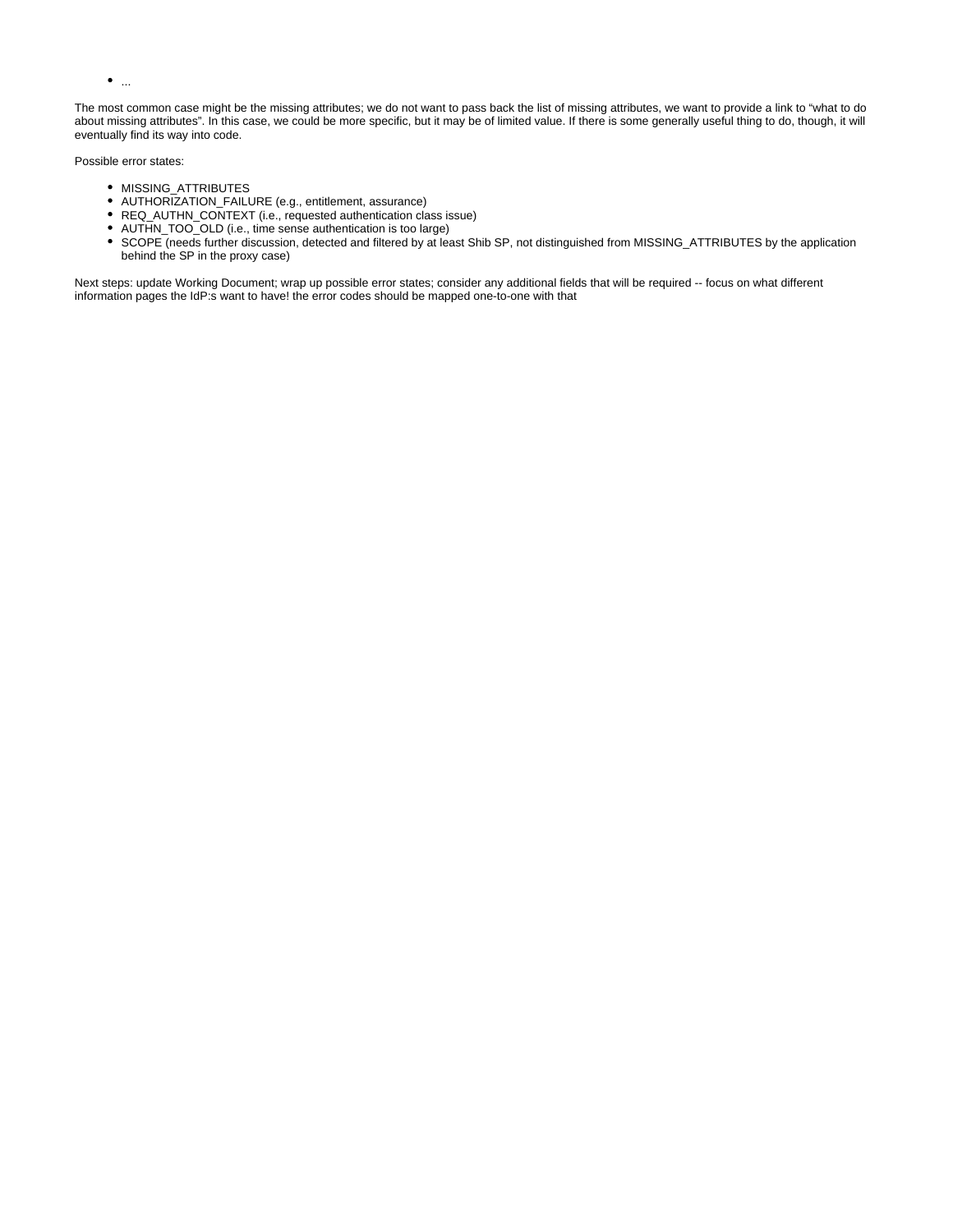- ...

The most common case might be the missing attributes; we do not want to pass back the list of missing attributes, we want to provide a link to “what to do about missing attributes”. In this case, we could be more specific, but it may be of limited value. If there is some generally useful thing to do, though, it will eventually find its way into code.

Possible error states:

- MISSING_ATTRIBUTES
- AUTHORIZATION_FAILURE (e.g., entitlement, assurance)
- REQ_AUTHN_CONTEXT (i.e., requested authentication class issue)
- AUTHN_TOO_OLD (i.e., time sense authentication is too large)
- SCOPE (needs further discussion, detected and filtered by at least Shib SP, not distinguished from MISSING_ATTRIBUTES by the application behind the SP in the proxy case)

Next steps: update Working Document; wrap up possible error states; consider any additional fields that will be required -- focus on what different information pages the IdP:s want to have! the error codes should be mapped one-to-one with that